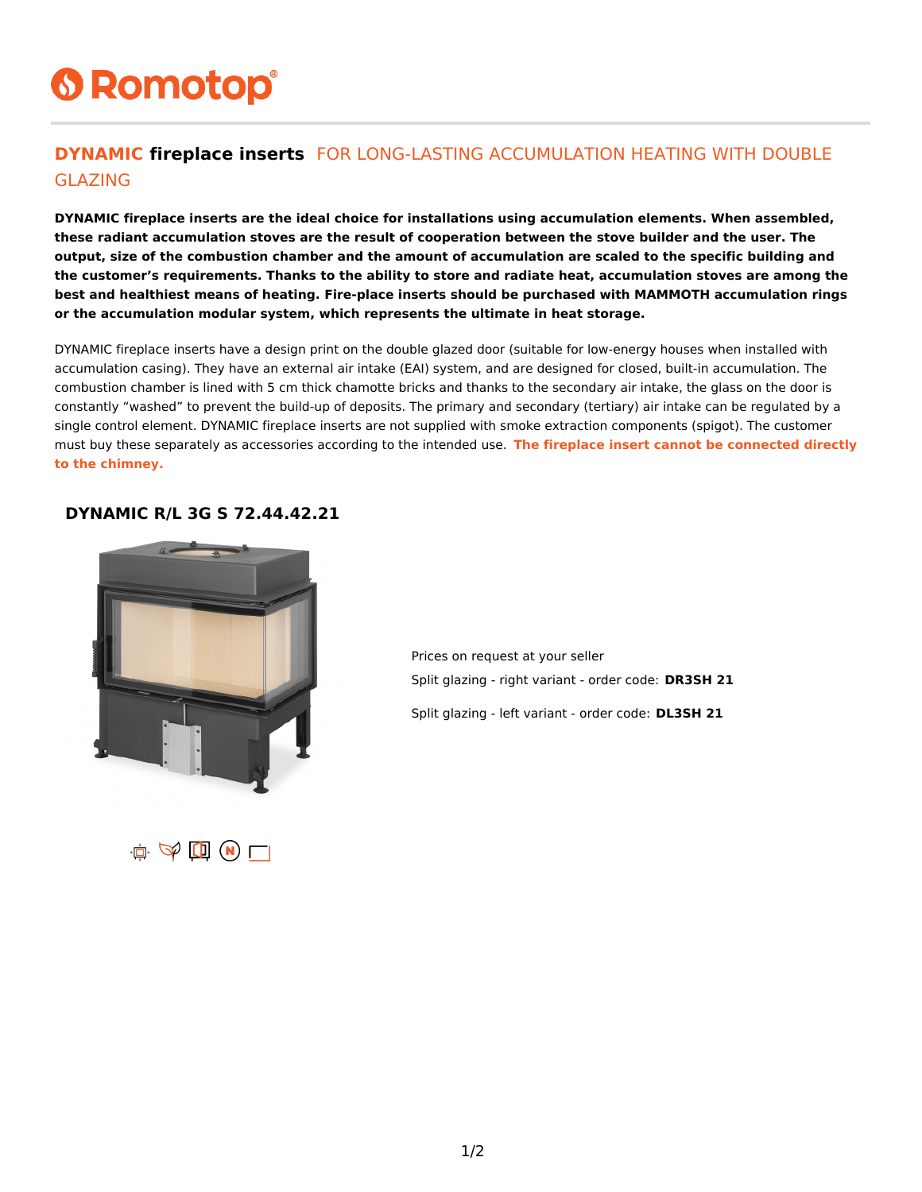Romotop

## **DYNAMIC fireplace inserts** FOR LONG-LASTING ACCUMULATION HEATING WITH DOUBLE GLAZING

**DYNAMIC fireplace inserts are the ideal choice for installations using accumulation elements. When assembled, these radiant accumulation stoves are the result of cooperation between the stove builder and the user. The output, size of the combustion chamber and the amount of accumulation are scaled to the specific building and the customer's requirements. Thanks to the ability to store and radiate heat, accumulation stoves are among the best and healthiest means of heating. Fire-place inserts should be purchased with MAMMOTH accumulation rings or the accumulation modular system, which represents the ultimate in heat storage.**

DYNAMIC fireplace inserts have a design print on the double glazed door (suitable for low-energy houses when installed with accumulation casing). They have an external air intake (EAI) system, and are designed for closed, built-in accumulation. The combustion chamber is lined with 5 cm thick chamotte bricks and thanks to the secondary air intake, the glass on the door is constantly "washed" to prevent the build-up of deposits. The primary and secondary (tertiary) air intake can be regulated by a single control element. DYNAMIC fireplace inserts are not supplied with smoke extraction components (spigot). The customer must buy these separately as accessories according to the intended use. **The fireplace insert cannot be connected directly to the chimney.**

### DYNAMIC R/L 3G S 72.44.42.21

Prices on request at your seller

Split glazing - right variant - order code: **DR3SH 21**

Split glazing - left variant - order code: **DL3SH 21**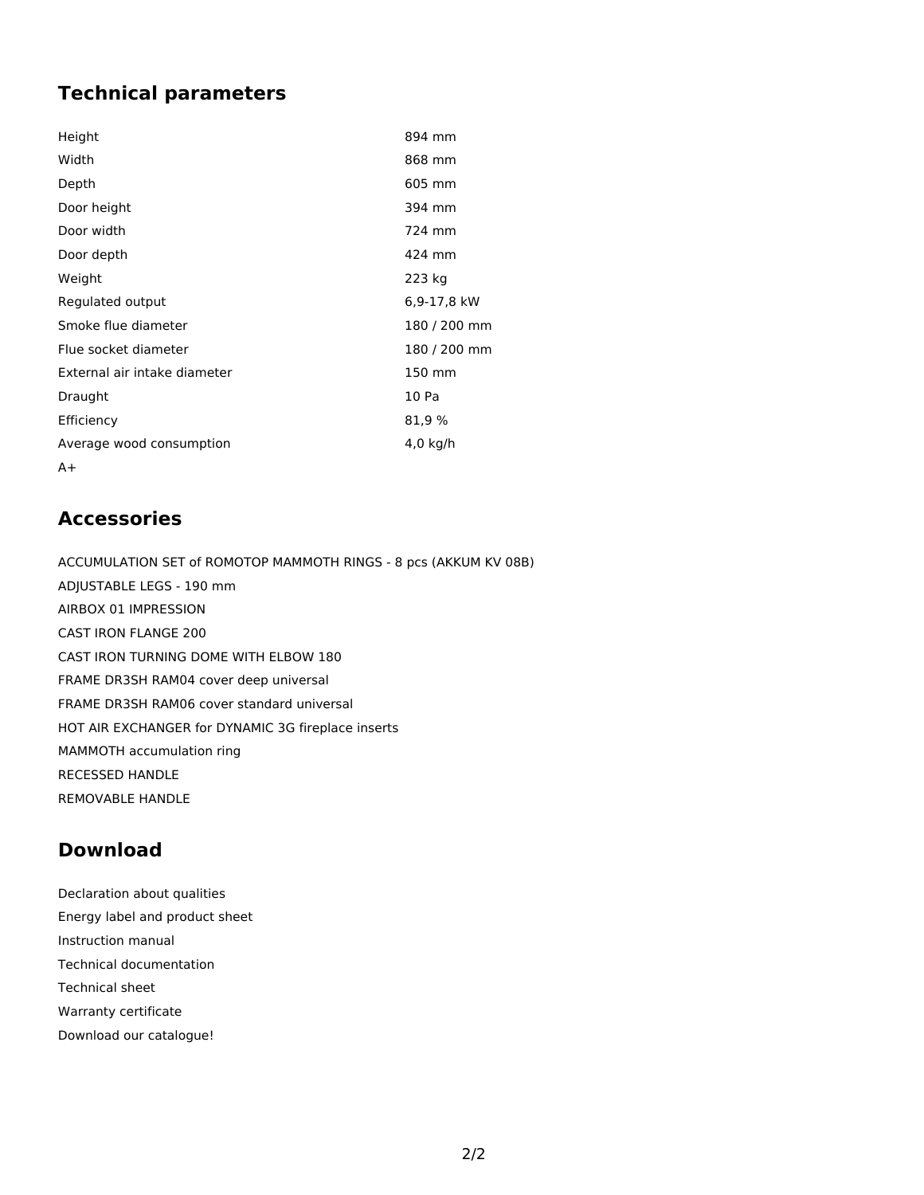## Technical parameters

| | |
|---|---|
| Height | 894 mm |
| Width | 868 mm |
| Depth | 605 mm |
| Door height | 394 mm |
| Door width | 724 mm |
| Door depth | 424 mm |
| Weight | 223 kg |
| Regulated output | 6,9-17,8 kW |
| Smoke flue diameter | 180 / 200 mm |
| Flue socket diameter | 180 / 200 mm |
| External air intake diameter | 150 mm |
| Draught | 10 Pa |
| Efficiency | 81,9 % |
| Average wood consumption | 4,0 kg/h |
| A+ | |

## Accessories

ACCUMULATION SET of ROMOTOP MAMMOTH RINGS - 8 pcs (AKKUM KV 08B)

ADJUSTABLE LEGS - 190 mm

AIRBOX 01 IMPRESSION

CAST IRON FLANGE 200

CAST IRON TURNING DOME WITH ELBOW 180

FRAME DR3SH RAM04 cover deep universal

FRAME DR3SH RAM06 cover standard universal

HOT AIR EXCHANGER for DYNAMIC 3G fireplace inserts

MAMMOTH accumulation ring

RECESSED HANDLE

REMOVABLE HANDLE

## Download

Declaration about qualities

Energy label and product sheet

Instruction manual

Technical documentation

Technical sheet

Warranty certificate

Download our catalogue!